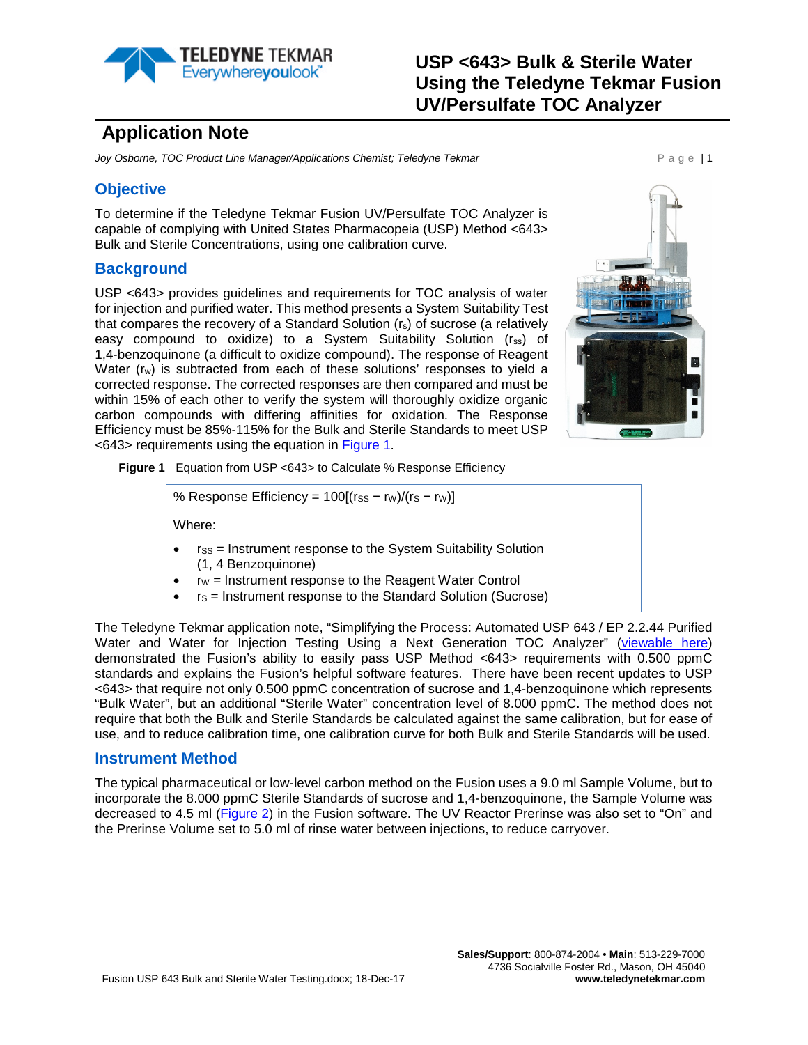# USP <643> Bulk & Sterile Water Using the Teledyne Tekmar Fusion UV/Persulfate TOC Analyzer

## Application Note

*Joy Osborne, TOC Product Line Manager/Applications Chemist; Teledyne Tekmar*

## Objective

To determine if the Teledyne Tekmar Fusion UV/Persulfate TOC Analyzer is capable of complying with United States Pharmacopeia (USP) Method <643> Bulk and Sterile Concentrations, using one calibration curve.

## Background

USP <643> provides guidelines and requirements for TOC analysis of water for injection and purified water. This method presents a System Suitability Test that compares the recovery of a Standard Solution ($r_s$) of sucrose (a relatively easy compound to oxidize) to a System Suitability Solution ($r_{ss}$) of 1,4-benzoquinone (a difficult to oxidize compound). The response of Reagent Water ($r_w$) is subtracted from each of these solutions' responses to yield a corrected response. The corrected responses are then compared and must be within 15% of each other to verify the system will thoroughly oxidize organic carbon compounds with differing affinities for oxidation. The Response Efficiency must be 85%-115% for the Bulk and Sterile Standards to meet USP <643> requirements using the equation in Figure 1.

**Figure 1** Equation from USP <643> to Calculate % Response Efficiency

% Response Efficiency = $100[(r_{SS} - r_W)/(r_S - r_W)]$

Where:

- $r_{SS}$ = Instrument response to the System Suitability Solution (1, 4 Benzoquinone)
- $r_W$ = Instrument response to the Reagent Water Control
- $r_S$ = Instrument response to the Standard Solution (Sucrose)

The Teledyne Tekmar application note, "Simplifying the Process: Automated USP 643 / EP 2.2.44 Purified Water and Water for Injection Testing Using a Next Generation TOC Analyzer" (viewable here) demonstrated the Fusion's ability to easily pass USP Method <643> requirements with 0.500 ppmC standards and explains the Fusion's helpful software features. There have been recent updates to USP <643> that require not only 0.500 ppmC concentration of sucrose and 1,4-benzoquinone which represents "Bulk Water", but an additional "Sterile Water" concentration level of 8.000 ppmC. The method does not require that both the Bulk and Sterile Standards be calculated against the same calibration, but for ease of use, and to reduce calibration time, one calibration curve for both Bulk and Sterile Standards will be used.

## Instrument Method

The typical pharmaceutical or low-level carbon method on the Fusion uses a 9.0 ml Sample Volume, but to incorporate the 8.000 ppmC Sterile Standards of sucrose and 1,4-benzoquinone, the Sample Volume was decreased to 4.5 ml (Figure 2) in the Fusion software. The UV Reactor Prerinse was also set to "On" and the Prerinse Volume set to 5.0 ml of rinse water between injections, to reduce carryover.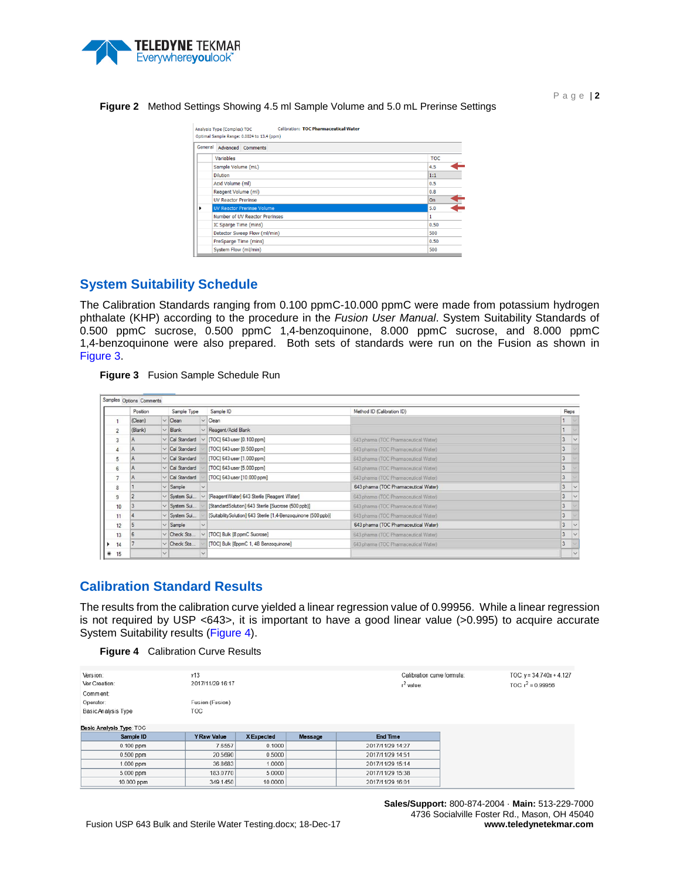**Figure 2** Method Settings Showing 4.5 ml Sample Volume and 5.0 mL Prerinse Settings

Analysis Type (Complex): TOC    Calibration: TOC Pharmaceutical Water
Optimal Sample Range: 0.0024 to 13.4 (ppm)

General | Advanced | Comments

| Variables | TOC |
|---|---|
| Sample Volume (mL) | 4.5 |
| Dilution | 1:1 |
| Acid Volume (ml) | 0.5 |
| Reagent Volume (ml) | 0.8 |
| UV Reactor Prerinse | On |
| UV Reactor Prerinse Volume | 5.0 |
| Number of UV Reactor Prerinses | 1 |
| IC Sparge Time (mins) | 0.50 |
| Detector Sweep Flow (ml/min) | 500 |
| PreSparge Time (mins) | 0.50 |
| System Flow (ml/min) | 500 |

## System Suitability Schedule

The Calibration Standards ranging from 0.100 ppmC-10.000 ppmC were made from potassium hydrogen phthalate (KHP) according to the procedure in the *Fusion User Manual*. System Suitability Standards of 0.500 ppmC sucrose, 0.500 ppmC 1,4-benzoquinone, 8.000 ppmC sucrose, and 8.000 ppmC 1,4-benzoquinone were also prepared. Both sets of standards were run on the Fusion as shown in Figure 3.

**Figure 3** Fusion Sample Schedule Run

Samples | Options | Comments

| | Position | Sample Type | Sample ID | Method ID (Calibration ID) | Reps |
|---|---|---|---|---|---|
| 1 | (Clean) | Clean | Clean | | 1 |
| 2 | (Blank) | Blank | Reagent/Acid Blank | | 1 |
| 3 | A | Cal Standard | [TOC] 643 user [0.100 ppm] | 643 pharma (TOC Pharmaceutical Water) | 3 |
| 4 | A | Cal Standard | [TOC] 643 user [0.500 ppm] | 643 pharma (TOC Pharmaceutical Water) | 3 |
| 5 | A | Cal Standard | [TOC] 643 user [1.000 ppm] | 643 pharma (TOC Pharmaceutical Water) | 3 |
| 6 | A | Cal Standard | [TOC] 643 user [5.000 ppm] | 643 pharma (TOC Pharmaceutical Water) | 3 |
| 7 | A | Cal Standard | [TOC] 643 user [10.000 ppm] | 643 pharma (TOC Pharmaceutical Water) | 3 |
| 8 | 1 | Sample | | 643 pharma (TOC Pharmaceutical Water) | 3 |
| 9 | 2 | System Sui... | [ReagentWater] 643 Sterile [Reagent Water] | 643 pharma (TOC Pharmaceutical Water) | 3 |
| 10 | 3 | System Sui... | [StandardSolution] 643 Sterile [Sucrose (500 ppb)] | 643 pharma (TOC Pharmaceutical Water) | 3 |
| 11 | 4 | System Sui... | [SuitabilitySolution] 643 Sterile [1,4-Benzoquinone (500 ppb)] | 643 pharma (TOC Pharmaceutical Water) | 3 |
| 12 | 5 | Sample | | 643 pharma (TOC Pharmaceutical Water) | 3 |
| 13 | 6 | Check Sta... | [TOC] Bulk [8 ppmC Sucrose] | 643 pharma (TOC Pharmaceutical Water) | 3 |
| 14 | 7 | Check Sta... | [TOC] Bulk [8ppmC 1, 4B Benzoquinone] | 643 pharma (TOC Pharmaceutical Water) | 3 |
| 15 | | | | | |

## Calibration Standard Results

The results from the calibration curve yielded a linear regression value of 0.99956. While a linear regression is not required by USP <643>, it is important to have a good linear value (>0.995) to acquire accurate System Suitability results (Figure 4).

**Figure 4** Calibration Curve Results

| | | | |
|---|---|---|---|
| Version: | v13 | Calibration curve formula: | TOC y = 34.740x + 4.127 |
| Ver Creation: | 2017/11/29 16:17 | $r^2$ value | TOC $r^2$ = 0.99956 |
| Comment: | | | |
| Operator: | Fusion (Fusion) | | |
| BasicAnalysis Type | TOC | | |

Basic Analysis Type: TOC

| Sample ID | Y Raw Value | X Expected | Message | End Time |
|---|---|---|---|---|
| 0.100 ppm | 7.6557 | 0.1000 | | 2017/11/29 14:27 |
| 0.500 ppm | 20.5690 | 0.5000 | | 2017/11/29 14:51 |
| 1.000 ppm | 36.8683 | 1.0000 | | 2017/11/29 15:14 |
| 5.000 ppm | 183.0770 | 5.0000 | | 2017/11/29 15:38 |
| 10.000 ppm | 349.1450 | 10.0000 | | 2017/11/29 16:01 |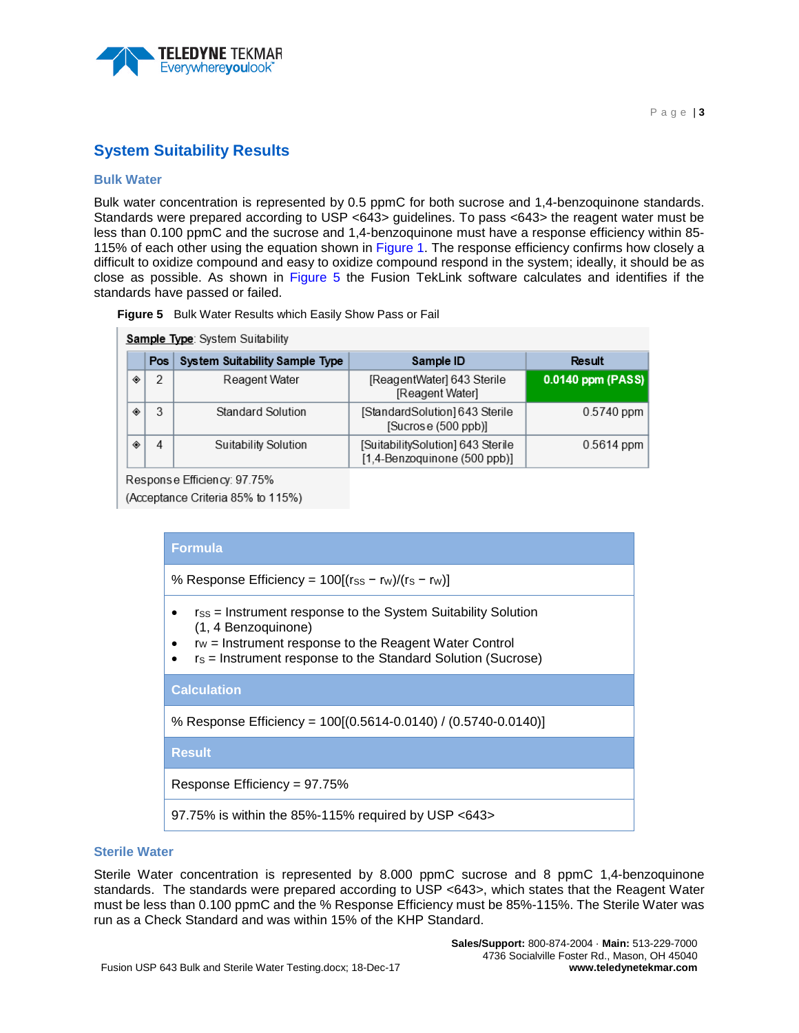## System Suitability Results

### Bulk Water

Bulk water concentration is represented by 0.5 ppmC for both sucrose and 1,4-benzoquinone standards. Standards were prepared according to USP <643> guidelines. To pass <643> the reagent water must be less than 0.100 ppmC and the sucrose and 1,4-benzoquinone must have a response efficiency within 85-115% of each other using the equation shown in Figure 1. The response efficiency confirms how closely a difficult to oxidize compound and easy to oxidize compound respond in the system; ideally, it should be as close as possible. As shown in Figure 5 the Fusion TekLink software calculates and identifies if the standards have passed or failed.

**Figure 5** Bulk Water Results which Easily Show Pass or Fail

**Sample Type**: System Suitability

| | Pos | System Suitability Sample Type | Sample ID | Result |
|---|---|---|---|---|
| ◈ | 2 | Reagent Water | [ReagentWater] 643 Sterile [Reagent Water] | **0.0140 ppm (PASS)** |
| ◈ | 3 | Standard Solution | [StandardSolution] 643 Sterile [Sucrose (500 ppb)] | 0.5740 ppm |
| ◈ | 4 | Suitability Solution | [SuitabilitySolution] 643 Sterile [1,4-Benzoquinone (500 ppb)] | 0.5614 ppm |

Response Efficiency: 97.75%

(Acceptance Criteria 85% to 115%)

| **Formula** |
|---|
| % Response Efficiency = $100[(r_{SS} - r_W)/(r_S - r_W)]$ |
| • $r_{SS}$ = Instrument response to the System Suitability Solution (1, 4 Benzoquinone) <br> • $r_W$ = Instrument response to the Reagent Water Control <br> • $r_S$ = Instrument response to the Standard Solution (Sucrose) |
| **Calculation** |
| % Response Efficiency = 100[(0.5614-0.0140) / (0.5740-0.0140)] |
| **Result** |
| Response Efficiency = 97.75% |
| 97.75% is within the 85%-115% required by USP <643> |

### Sterile Water

Sterile Water concentration is represented by 8.000 ppmC sucrose and 8 ppmC 1,4-benzoquinone standards. The standards were prepared according to USP <643>, which states that the Reagent Water must be less than 0.100 ppmC and the % Response Efficiency must be 85%-115%. The Sterile Water was run as a Check Standard and was within 15% of the KHP Standard.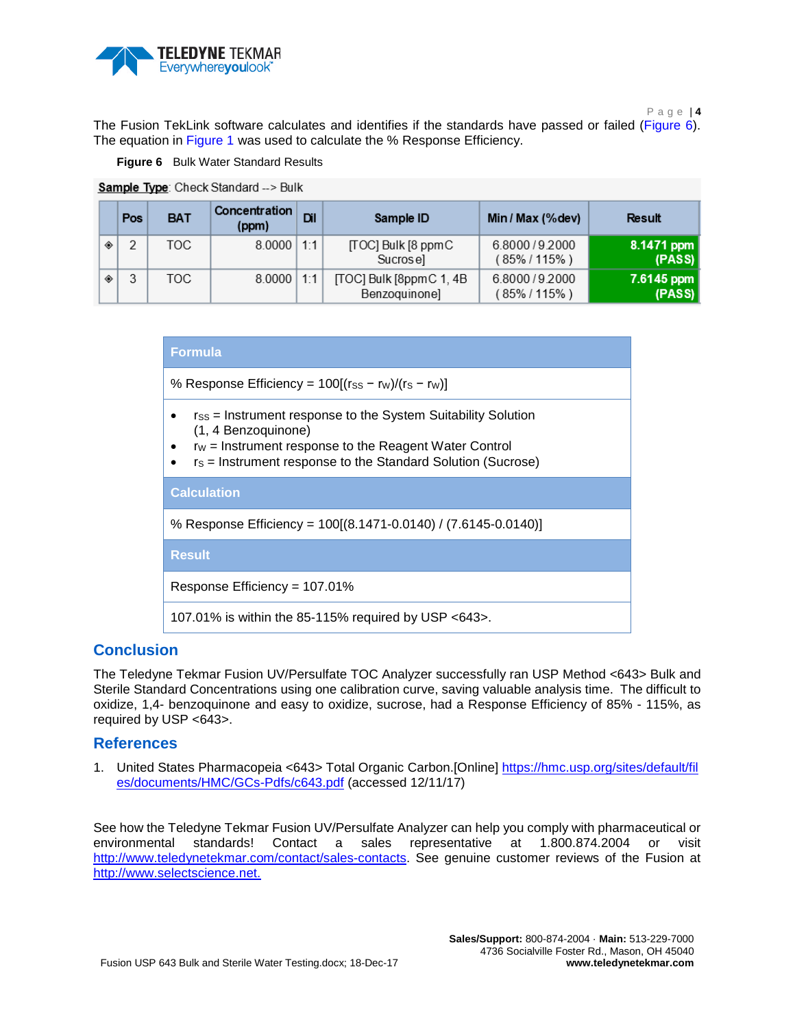The Fusion TekLink software calculates and identifies if the standards have passed or failed (Figure 6). The equation in Figure 1 was used to calculate the % Response Efficiency.

**Figure 6** Bulk Water Standard Results

**Sample Type**: Check Standard --> Bulk

| | Pos | BAT | Concentration (ppm) | Dil | Sample ID | Min / Max (%dev) | Result |
|---|---|---|---|---|---|---|---|
| ◈ | 2 | TOC | 8.0000 | 1:1 | [TOC] Bulk [8 ppmC Sucrose] | 6.8000 / 9.2000 ( 85% / 115% ) | **8.1471 ppm (PASS)** |
| ◈ | 3 | TOC | 8.0000 | 1:1 | [TOC] Bulk [8ppmC 1, 4B Benzoquinone] | 6.8000 / 9.2000 ( 85% / 115% ) | **7.6145 ppm (PASS)** |

| **Formula** |
|---|
| % Response Efficiency = $100[(r_{SS} - r_W)/(r_S - r_W)]$ |
| • $r_{SS}$ = Instrument response to the System Suitability Solution (1, 4 Benzoquinone)<br>• $r_W$ = Instrument response to the Reagent Water Control<br>• $r_S$ = Instrument response to the Standard Solution (Sucrose) |
| **Calculation** |
| % Response Efficiency = 100[(8.1471-0.0140) / (7.6145-0.0140)] |
| **Result** |
| Response Efficiency = 107.01% |
| 107.01% is within the 85-115% required by USP <643>. |

## Conclusion

The Teledyne Tekmar Fusion UV/Persulfate TOC Analyzer successfully ran USP Method <643> Bulk and Sterile Standard Concentrations using one calibration curve, saving valuable analysis time. The difficult to oxidize, 1,4- benzoquinone and easy to oxidize, sucrose, had a Response Efficiency of 85% - 115%, as required by USP <643>.

## References

1. United States Pharmacopeia <643> Total Organic Carbon.[Online] https://hmc.usp.org/sites/default/files/documents/HMC/GCs-Pdfs/c643.pdf (accessed 12/11/17)

See how the Teledyne Tekmar Fusion UV/Persulfate Analyzer can help you comply with pharmaceutical or environmental standards! Contact a sales representative at 1.800.874.2004 or visit http://www.teledynetekmar.com/contact/sales-contacts. See genuine customer reviews of the Fusion at http://www.selectscience.net.